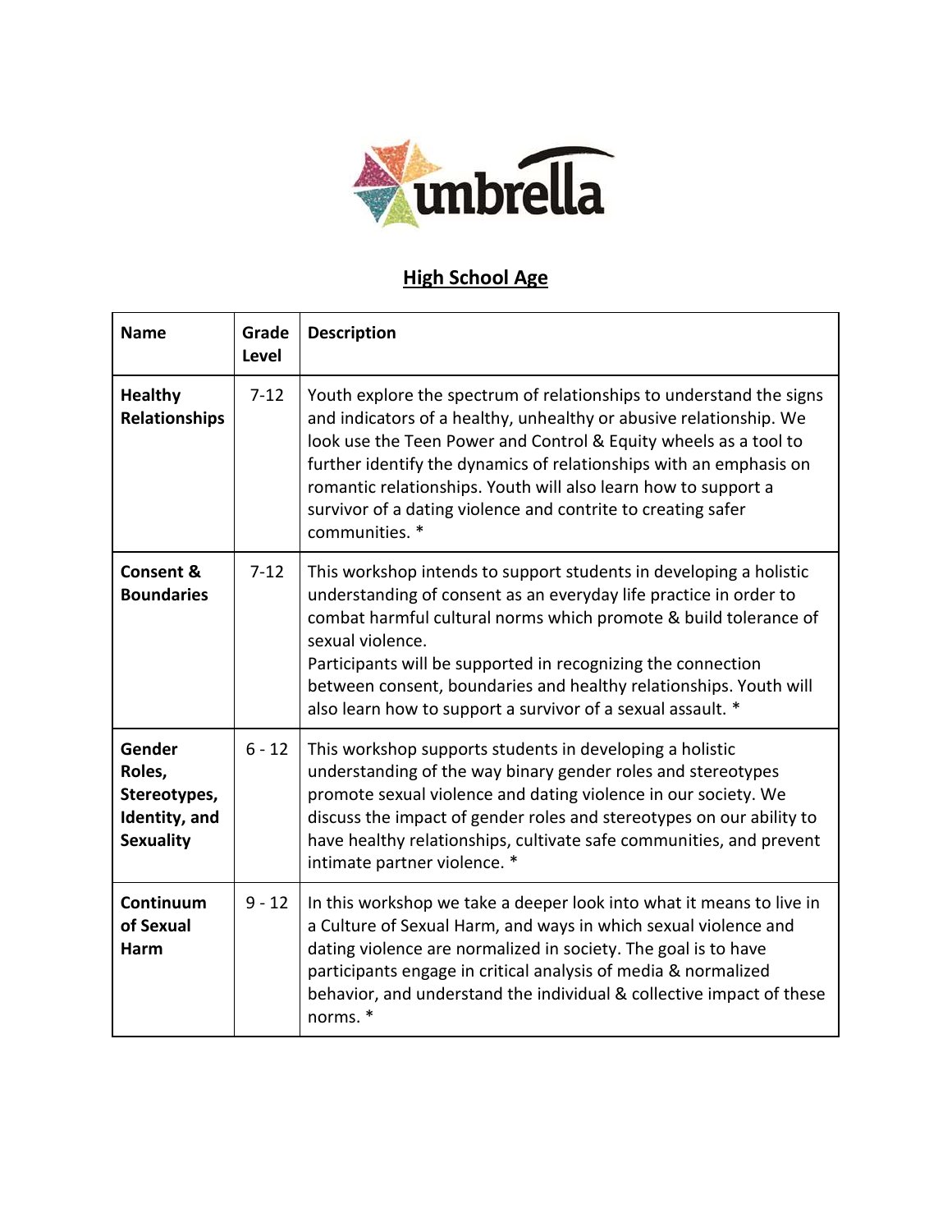umbrella

## High School Age

| Name | Grade Level | Description |
|---|---|---|
| **Healthy Relationships** | 7-12 | Youth explore the spectrum of relationships to understand the signs and indicators of a healthy, unhealthy or abusive relationship. We look use the Teen Power and Control & Equity wheels as a tool to further identify the dynamics of relationships with an emphasis on romantic relationships. Youth will also learn how to support a survivor of a dating violence and contrite to creating safer communities. * |
| **Consent & Boundaries** | 7-12 | This workshop intends to support students in developing a holistic understanding of consent as an everyday life practice in order to combat harmful cultural norms which promote & build tolerance of sexual violence.<br>Participants will be supported in recognizing the connection between consent, boundaries and healthy relationships. Youth will also learn how to support a survivor of a sexual assault. * |
| **Gender Roles, Stereotypes, Identity, and Sexuality** | 6 - 12 | This workshop supports students in developing a holistic understanding of the way binary gender roles and stereotypes promote sexual violence and dating violence in our society. We discuss the impact of gender roles and stereotypes on our ability to have healthy relationships, cultivate safe communities, and prevent intimate partner violence. * |
| **Continuum of Sexual Harm** | 9 - 12 | In this workshop we take a deeper look into what it means to live in a Culture of Sexual Harm, and ways in which sexual violence and dating violence are normalized in society. The goal is to have participants engage in critical analysis of media & normalized behavior, and understand the individual & collective impact of these norms. * |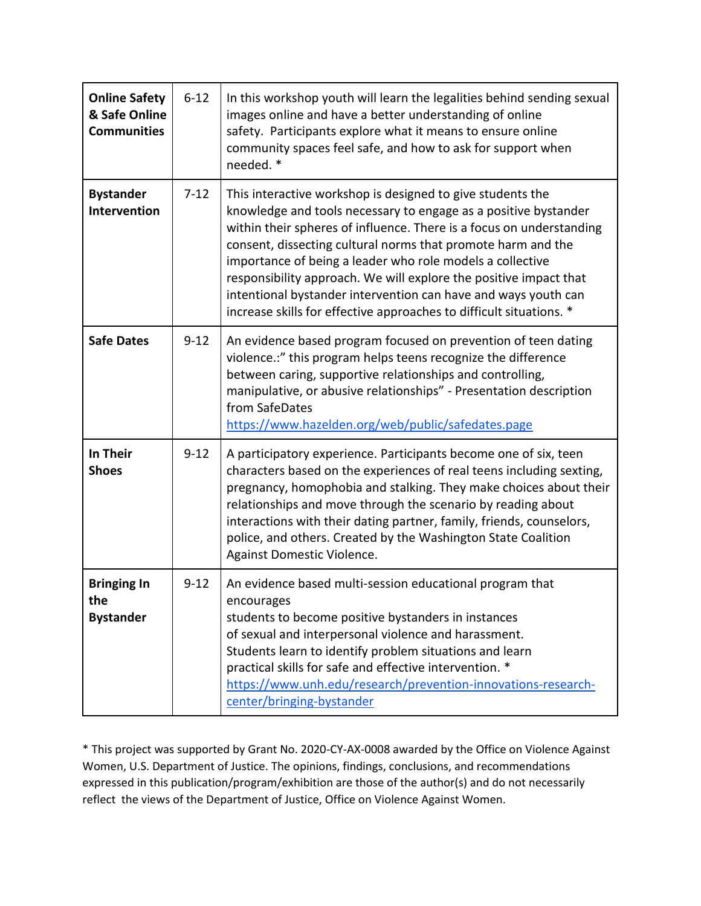| | | |
|---|---|---|
| **Online Safety & Safe Online Communities** | 6-12 | In this workshop youth will learn the legalities behind sending sexual images online and have a better understanding of online safety. Participants explore what it means to ensure online community spaces feel safe, and how to ask for support when needed. * |
| **Bystander Intervention** | 7-12 | This interactive workshop is designed to give students the knowledge and tools necessary to engage as a positive bystander within their spheres of influence. There is a focus on understanding consent, dissecting cultural norms that promote harm and the importance of being a leader who role models a collective responsibility approach. We will explore the positive impact that intentional bystander intervention can have and ways youth can increase skills for effective approaches to difficult situations. * |
| **Safe Dates** | 9-12 | An evidence based program focused on prevention of teen dating violence.:" this program helps teens recognize the difference between caring, supportive relationships and controlling, manipulative, or abusive relationships" - Presentation description from SafeDates https://www.hazelden.org/web/public/safedates.page |
| **In Their Shoes** | 9-12 | A participatory experience. Participants become one of six, teen characters based on the experiences of real teens including sexting, pregnancy, homophobia and stalking. They make choices about their relationships and move through the scenario by reading about interactions with their dating partner, family, friends, counselors, police, and others. Created by the Washington State Coalition Against Domestic Violence. |
| **Bringing In the Bystander** | 9-12 | An evidence based multi-session educational program that encourages students to become positive bystanders in instances of sexual and interpersonal violence and harassment. Students learn to identify problem situations and learn practical skills for safe and effective intervention. * https://www.unh.edu/research/prevention-innovations-research-center/bringing-bystander |

* This project was supported by Grant No. 2020-CY-AX-0008 awarded by the Office on Violence Against Women, U.S. Department of Justice. The opinions, findings, conclusions, and recommendations expressed in this publication/program/exhibition are those of the author(s) and do not necessarily reflect the views of the Department of Justice, Office on Violence Against Women.